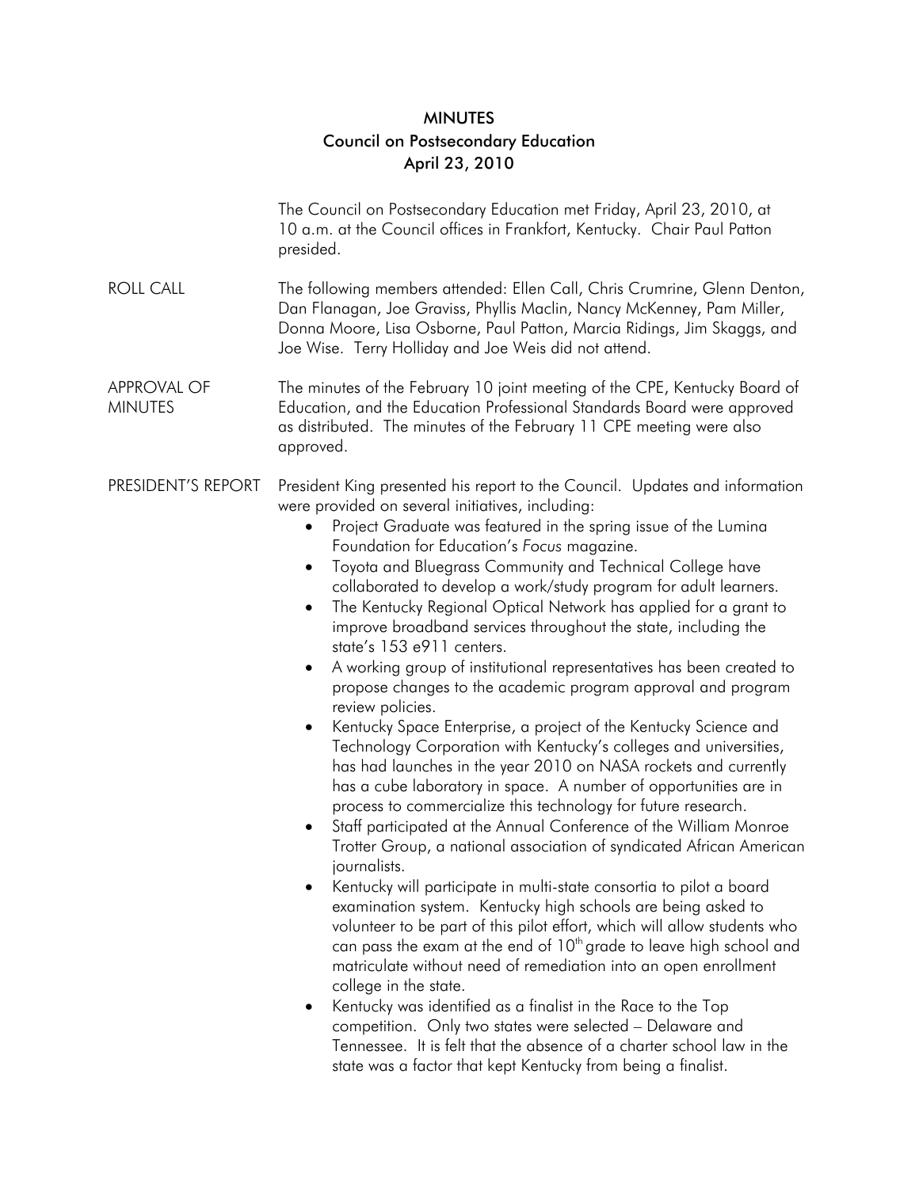# MINUTES
## Council on Postsecondary Education
## April 23, 2010

The Council on Postsecondary Education met Friday, April 23, 2010, at 10 a.m. at the Council offices in Frankfort, Kentucky. Chair Paul Patton presided.

**ROLL CALL**

The following members attended: Ellen Call, Chris Crumrine, Glenn Denton, Dan Flanagan, Joe Graviss, Phyllis Maclin, Nancy McKenney, Pam Miller, Donna Moore, Lisa Osborne, Paul Patton, Marcia Ridings, Jim Skaggs, and Joe Wise. Terry Holliday and Joe Weis did not attend.

**APPROVAL OF MINUTES**

The minutes of the February 10 joint meeting of the CPE, Kentucky Board of Education, and the Education Professional Standards Board were approved as distributed. The minutes of the February 11 CPE meeting were also approved.

**PRESIDENT'S REPORT**

President King presented his report to the Council. Updates and information were provided on several initiatives, including:

- Project Graduate was featured in the spring issue of the Lumina Foundation for Education's *Focus* magazine.
- Toyota and Bluegrass Community and Technical College have collaborated to develop a work/study program for adult learners.
- The Kentucky Regional Optical Network has applied for a grant to improve broadband services throughout the state, including the state's 153 e911 centers.
- A working group of institutional representatives has been created to propose changes to the academic program approval and program review policies.
- Kentucky Space Enterprise, a project of the Kentucky Science and Technology Corporation with Kentucky's colleges and universities, has had launches in the year 2010 on NASA rockets and currently has a cube laboratory in space. A number of opportunities are in process to commercialize this technology for future research.
- Staff participated at the Annual Conference of the William Monroe Trotter Group, a national association of syndicated African American journalists.
- Kentucky will participate in multi-state consortia to pilot a board examination system. Kentucky high schools are being asked to volunteer to be part of this pilot effort, which will allow students who can pass the exam at the end of 10th grade to leave high school and matriculate without need of remediation into an open enrollment college in the state.
- Kentucky was identified as a finalist in the Race to the Top competition. Only two states were selected – Delaware and Tennessee. It is felt that the absence of a charter school law in the state was a factor that kept Kentucky from being a finalist.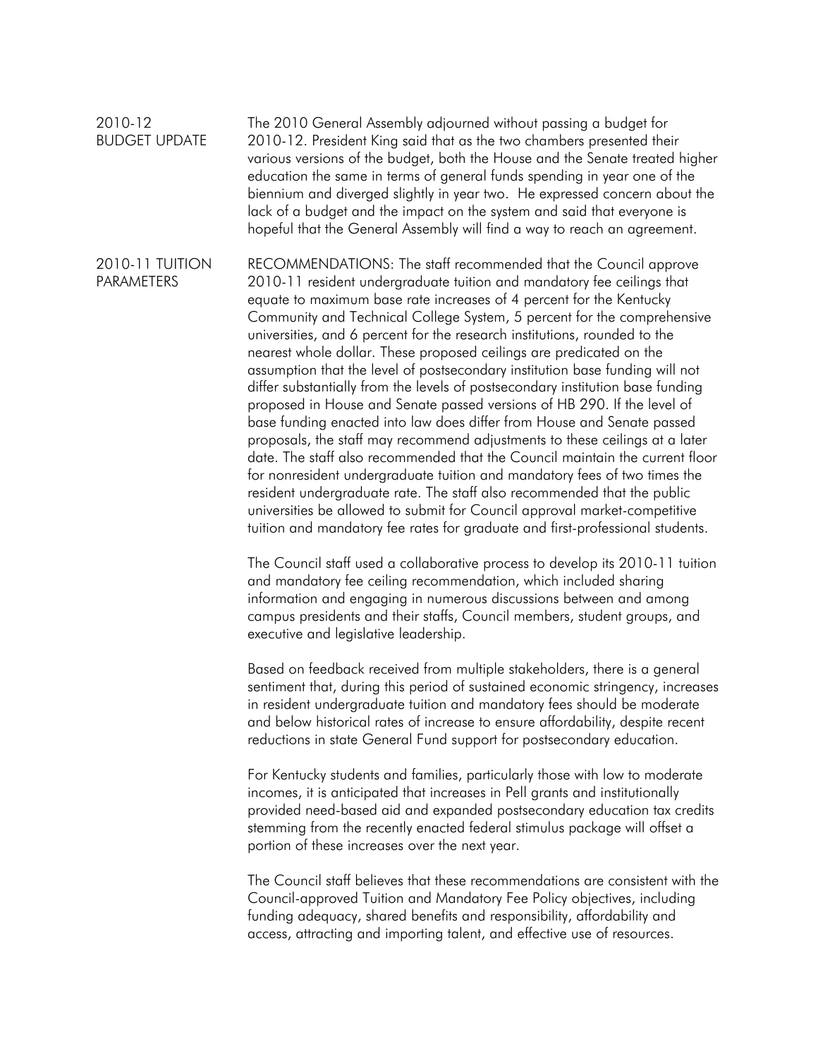## 2010-12 BUDGET UPDATE

The 2010 General Assembly adjourned without passing a budget for 2010-12. President King said that as the two chambers presented their various versions of the budget, both the House and the Senate treated higher education the same in terms of general funds spending in year one of the biennium and diverged slightly in year two. He expressed concern about the lack of a budget and the impact on the system and said that everyone is hopeful that the General Assembly will find a way to reach an agreement.

## 2010-11 TUITION PARAMETERS

RECOMMENDATIONS: The staff recommended that the Council approve 2010-11 resident undergraduate tuition and mandatory fee ceilings that equate to maximum base rate increases of 4 percent for the Kentucky Community and Technical College System, 5 percent for the comprehensive universities, and 6 percent for the research institutions, rounded to the nearest whole dollar. These proposed ceilings are predicated on the assumption that the level of postsecondary institution base funding will not differ substantially from the levels of postsecondary institution base funding proposed in House and Senate passed versions of HB 290. If the level of base funding enacted into law does differ from House and Senate passed proposals, the staff may recommend adjustments to these ceilings at a later date. The staff also recommended that the Council maintain the current floor for nonresident undergraduate tuition and mandatory fees of two times the resident undergraduate rate. The staff also recommended that the public universities be allowed to submit for Council approval market-competitive tuition and mandatory fee rates for graduate and first-professional students.

The Council staff used a collaborative process to develop its 2010-11 tuition and mandatory fee ceiling recommendation, which included sharing information and engaging in numerous discussions between and among campus presidents and their staffs, Council members, student groups, and executive and legislative leadership.

Based on feedback received from multiple stakeholders, there is a general sentiment that, during this period of sustained economic stringency, increases in resident undergraduate tuition and mandatory fees should be moderate and below historical rates of increase to ensure affordability, despite recent reductions in state General Fund support for postsecondary education.

For Kentucky students and families, particularly those with low to moderate incomes, it is anticipated that increases in Pell grants and institutionally provided need-based aid and expanded postsecondary education tax credits stemming from the recently enacted federal stimulus package will offset a portion of these increases over the next year.

The Council staff believes that these recommendations are consistent with the Council-approved Tuition and Mandatory Fee Policy objectives, including funding adequacy, shared benefits and responsibility, affordability and access, attracting and importing talent, and effective use of resources.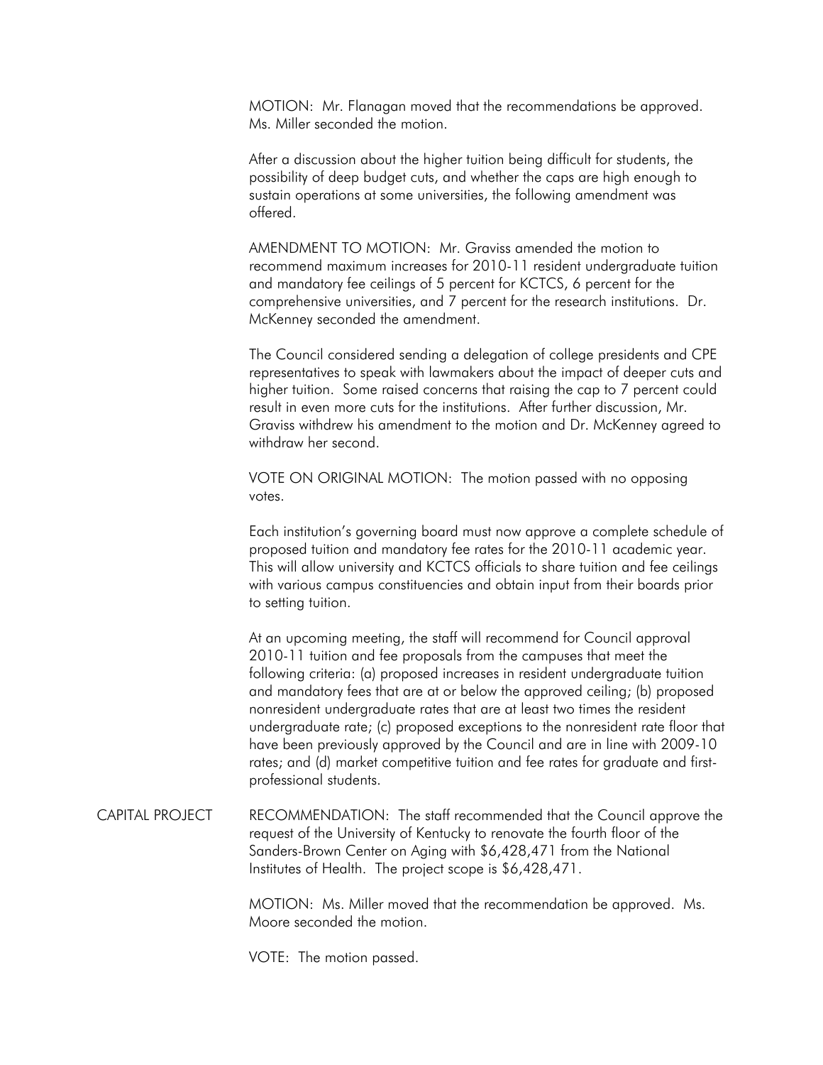MOTION: Mr. Flanagan moved that the recommendations be approved. Ms. Miller seconded the motion.

After a discussion about the higher tuition being difficult for students, the possibility of deep budget cuts, and whether the caps are high enough to sustain operations at some universities, the following amendment was offered.

AMENDMENT TO MOTION: Mr. Graviss amended the motion to recommend maximum increases for 2010-11 resident undergraduate tuition and mandatory fee ceilings of 5 percent for KCTCS, 6 percent for the comprehensive universities, and 7 percent for the research institutions. Dr. McKenney seconded the amendment.

The Council considered sending a delegation of college presidents and CPE representatives to speak with lawmakers about the impact of deeper cuts and higher tuition. Some raised concerns that raising the cap to 7 percent could result in even more cuts for the institutions. After further discussion, Mr. Graviss withdrew his amendment to the motion and Dr. McKenney agreed to withdraw her second.

VOTE ON ORIGINAL MOTION: The motion passed with no opposing votes.

Each institution's governing board must now approve a complete schedule of proposed tuition and mandatory fee rates for the 2010-11 academic year. This will allow university and KCTCS officials to share tuition and fee ceilings with various campus constituencies and obtain input from their boards prior to setting tuition.

At an upcoming meeting, the staff will recommend for Council approval 2010-11 tuition and fee proposals from the campuses that meet the following criteria: (a) proposed increases in resident undergraduate tuition and mandatory fees that are at or below the approved ceiling; (b) proposed nonresident undergraduate rates that are at least two times the resident undergraduate rate; (c) proposed exceptions to the nonresident rate floor that have been previously approved by the Council and are in line with 2009-10 rates; and (d) market competitive tuition and fee rates for graduate and first-professional students.

**CAPITAL PROJECT**

RECOMMENDATION: The staff recommended that the Council approve the request of the University of Kentucky to renovate the fourth floor of the Sanders-Brown Center on Aging with $6,428,471 from the National Institutes of Health. The project scope is $6,428,471.

MOTION: Ms. Miller moved that the recommendation be approved. Ms. Moore seconded the motion.

VOTE: The motion passed.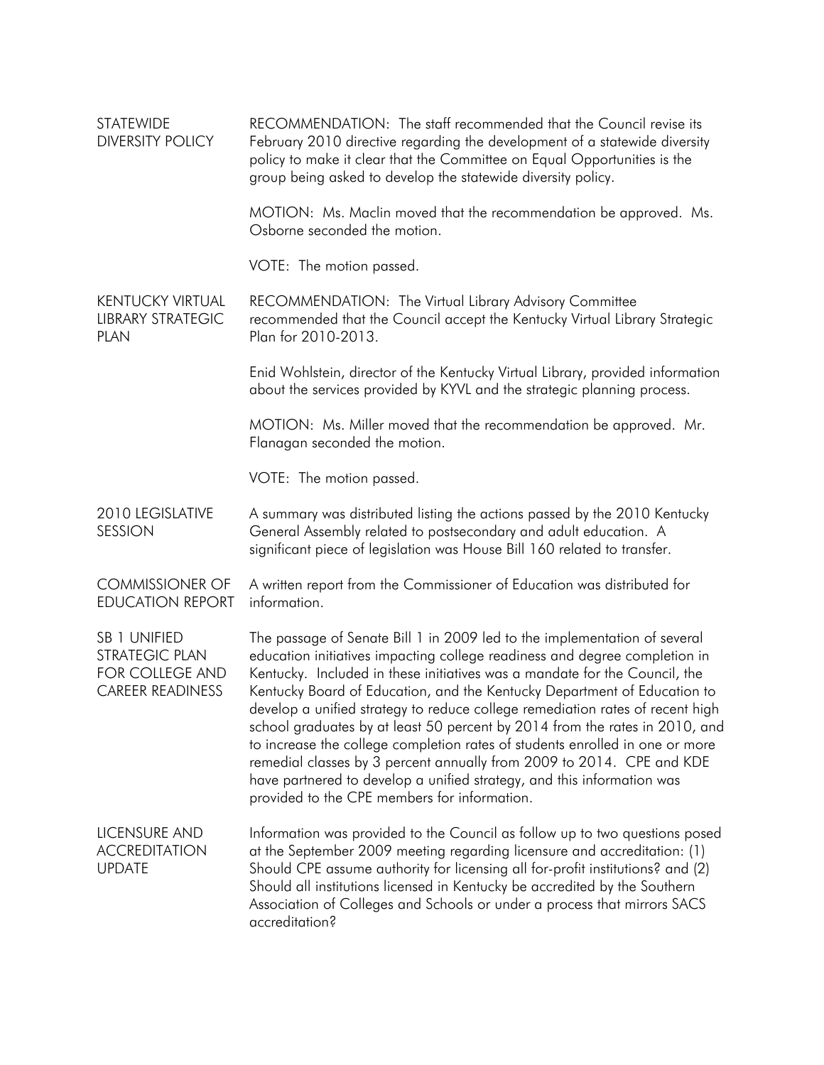**STATEWIDE DIVERSITY POLICY**

RECOMMENDATION: The staff recommended that the Council revise its February 2010 directive regarding the development of a statewide diversity policy to make it clear that the Committee on Equal Opportunities is the group being asked to develop the statewide diversity policy.

MOTION: Ms. Maclin moved that the recommendation be approved. Ms. Osborne seconded the motion.

VOTE: The motion passed.

**KENTUCKY VIRTUAL LIBRARY STRATEGIC PLAN**

RECOMMENDATION: The Virtual Library Advisory Committee recommended that the Council accept the Kentucky Virtual Library Strategic Plan for 2010-2013.

Enid Wohlstein, director of the Kentucky Virtual Library, provided information about the services provided by KYVL and the strategic planning process.

MOTION: Ms. Miller moved that the recommendation be approved. Mr. Flanagan seconded the motion.

VOTE: The motion passed.

**2010 LEGISLATIVE SESSION**

A summary was distributed listing the actions passed by the 2010 Kentucky General Assembly related to postsecondary and adult education. A significant piece of legislation was House Bill 160 related to transfer.

**COMMISSIONER OF EDUCATION REPORT**

A written report from the Commissioner of Education was distributed for information.

**SB 1 UNIFIED STRATEGIC PLAN FOR COLLEGE AND CAREER READINESS**

The passage of Senate Bill 1 in 2009 led to the implementation of several education initiatives impacting college readiness and degree completion in Kentucky. Included in these initiatives was a mandate for the Council, the Kentucky Board of Education, and the Kentucky Department of Education to develop a unified strategy to reduce college remediation rates of recent high school graduates by at least 50 percent by 2014 from the rates in 2010, and to increase the college completion rates of students enrolled in one or more remedial classes by 3 percent annually from 2009 to 2014. CPE and KDE have partnered to develop a unified strategy, and this information was provided to the CPE members for information.

**LICENSURE AND ACCREDITATION UPDATE**

Information was provided to the Council as follow up to two questions posed at the September 2009 meeting regarding licensure and accreditation: (1) Should CPE assume authority for licensing all for-profit institutions? and (2) Should all institutions licensed in Kentucky be accredited by the Southern Association of Colleges and Schools or under a process that mirrors SACS accreditation?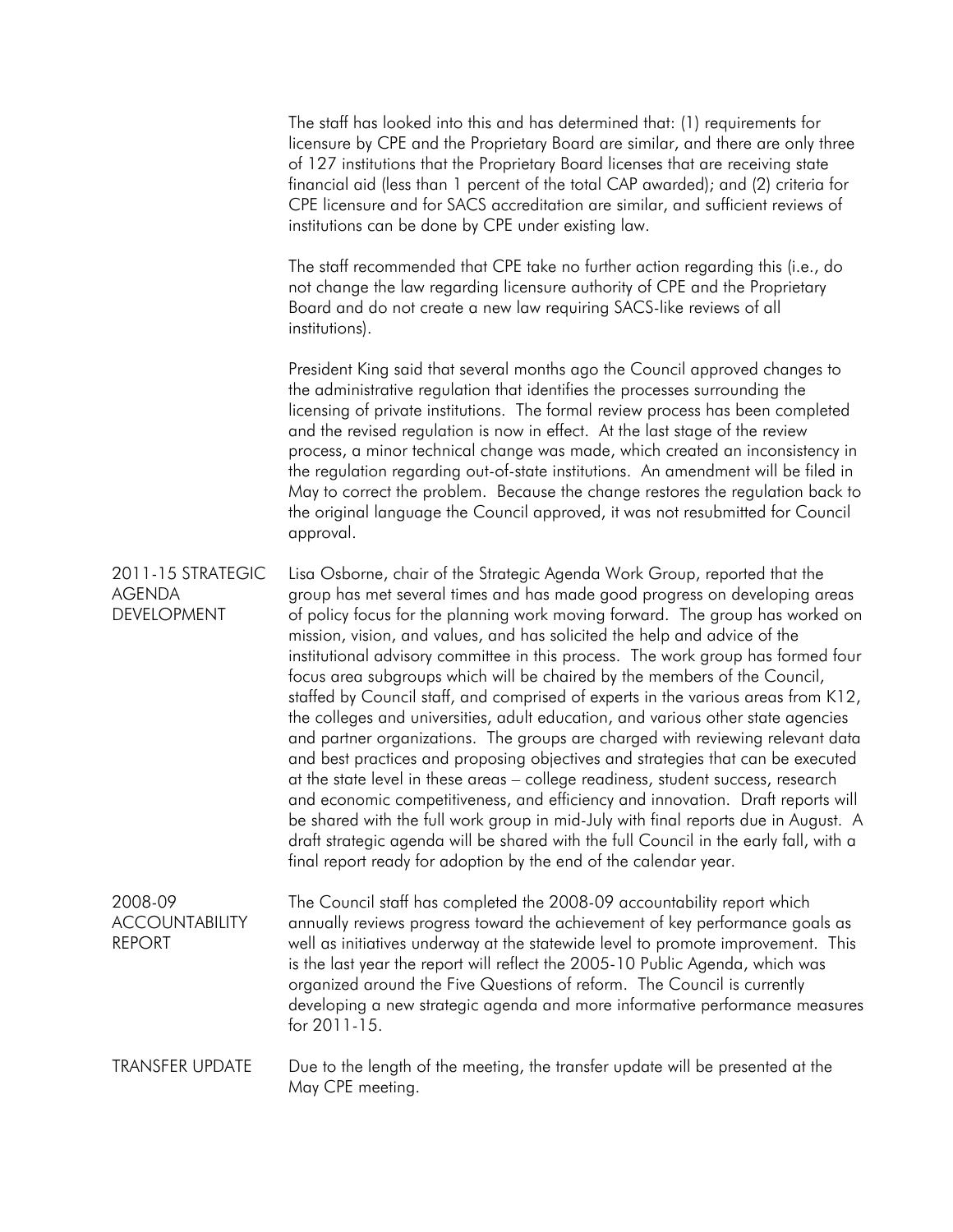The staff has looked into this and has determined that: (1) requirements for licensure by CPE and the Proprietary Board are similar, and there are only three of 127 institutions that the Proprietary Board licenses that are receiving state financial aid (less than 1 percent of the total CAP awarded); and (2) criteria for CPE licensure and for SACS accreditation are similar, and sufficient reviews of institutions can be done by CPE under existing law.

The staff recommended that CPE take no further action regarding this (i.e., do not change the law regarding licensure authority of CPE and the Proprietary Board and do not create a new law requiring SACS-like reviews of all institutions).

President King said that several months ago the Council approved changes to the administrative regulation that identifies the processes surrounding the licensing of private institutions. The formal review process has been completed and the revised regulation is now in effect. At the last stage of the review process, a minor technical change was made, which created an inconsistency in the regulation regarding out-of-state institutions. An amendment will be filed in May to correct the problem. Because the change restores the regulation back to the original language the Council approved, it was not resubmitted for Council approval.

**2011-15 STRATEGIC AGENDA DEVELOPMENT**

Lisa Osborne, chair of the Strategic Agenda Work Group, reported that the group has met several times and has made good progress on developing areas of policy focus for the planning work moving forward. The group has worked on mission, vision, and values, and has solicited the help and advice of the institutional advisory committee in this process. The work group has formed four focus area subgroups which will be chaired by the members of the Council, staffed by Council staff, and comprised of experts in the various areas from K12, the colleges and universities, adult education, and various other state agencies and partner organizations. The groups are charged with reviewing relevant data and best practices and proposing objectives and strategies that can be executed at the state level in these areas – college readiness, student success, research and economic competitiveness, and efficiency and innovation. Draft reports will be shared with the full work group in mid-July with final reports due in August. A draft strategic agenda will be shared with the full Council in the early fall, with a final report ready for adoption by the end of the calendar year.

**2008-09 ACCOUNTABILITY REPORT**

The Council staff has completed the 2008-09 accountability report which annually reviews progress toward the achievement of key performance goals as well as initiatives underway at the statewide level to promote improvement. This is the last year the report will reflect the 2005-10 Public Agenda, which was organized around the Five Questions of reform. The Council is currently developing a new strategic agenda and more informative performance measures for 2011-15.

**TRANSFER UPDATE**

Due to the length of the meeting, the transfer update will be presented at the May CPE meeting.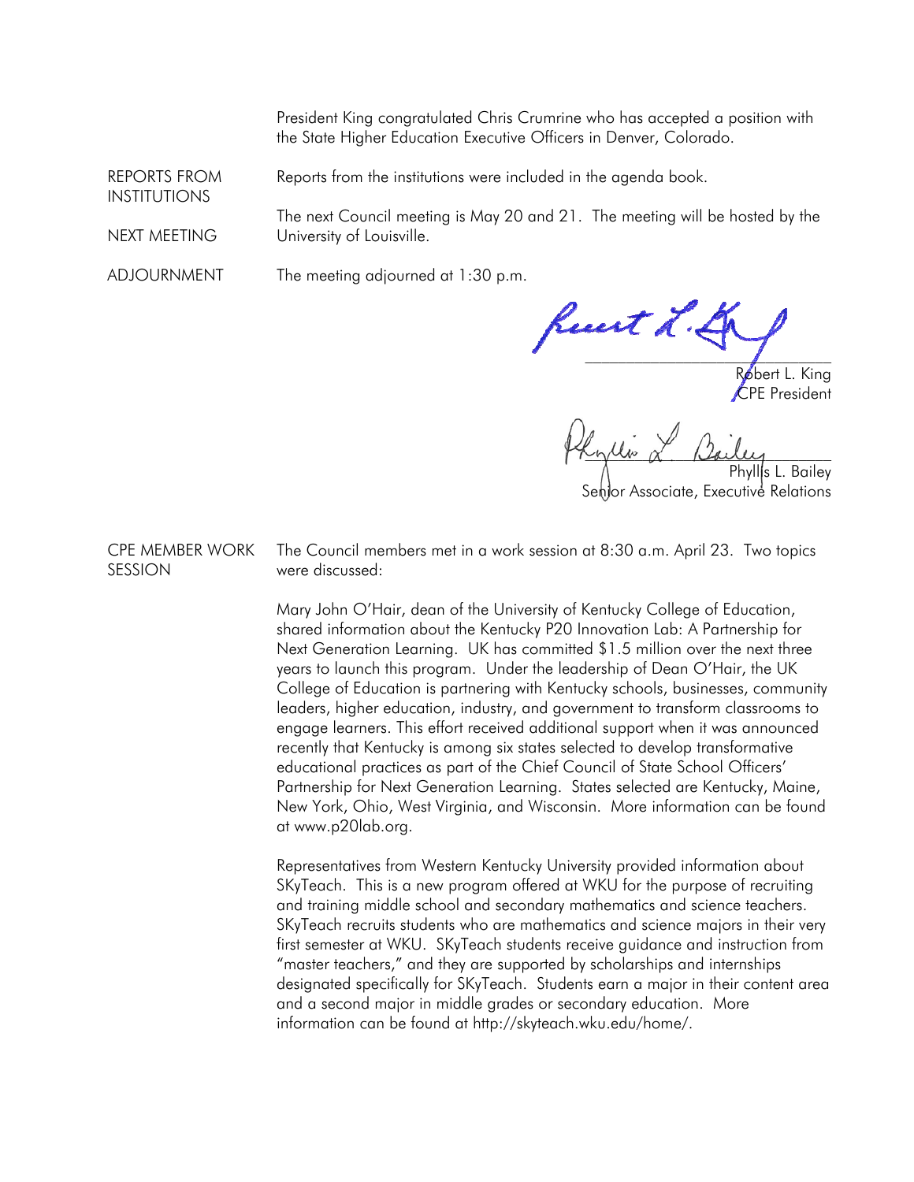President King congratulated Chris Crumrine who has accepted a position with the State Higher Education Executive Officers in Denver, Colorado.

**REPORTS FROM INSTITUTIONS**

Reports from the institutions were included in the agenda book.

**NEXT MEETING**

The next Council meeting is May 20 and 21. The meeting will be hosted by the University of Louisville.

**ADJOURNMENT**

The meeting adjourned at 1:30 p.m.

Robert L. King
CPE President

Phyllis L. Bailey
Senior Associate, Executive Relations

**CPE MEMBER WORK SESSION**

The Council members met in a work session at 8:30 a.m. April 23. Two topics were discussed:

Mary John O'Hair, dean of the University of Kentucky College of Education, shared information about the Kentucky P20 Innovation Lab: A Partnership for Next Generation Learning. UK has committed $1.5 million over the next three years to launch this program. Under the leadership of Dean O'Hair, the UK College of Education is partnering with Kentucky schools, businesses, community leaders, higher education, industry, and government to transform classrooms to engage learners. This effort received additional support when it was announced recently that Kentucky is among six states selected to develop transformative educational practices as part of the Chief Council of State School Officers' Partnership for Next Generation Learning. States selected are Kentucky, Maine, New York, Ohio, West Virginia, and Wisconsin. More information can be found at www.p20lab.org.

Representatives from Western Kentucky University provided information about SKyTeach. This is a new program offered at WKU for the purpose of recruiting and training middle school and secondary mathematics and science teachers. SKyTeach recruits students who are mathematics and science majors in their very first semester at WKU. SKyTeach students receive guidance and instruction from "master teachers," and they are supported by scholarships and internships designated specifically for SKyTeach. Students earn a major in their content area and a second major in middle grades or secondary education. More information can be found at http://skyteach.wku.edu/home/.